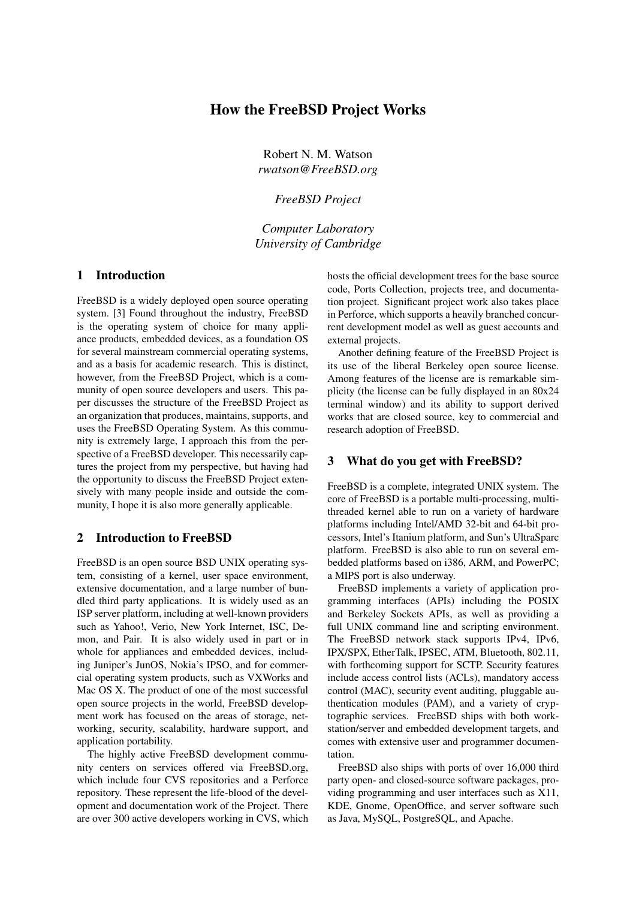# How the FreeBSD Project Works

Robert N. M. Watson
*rwatson@FreeBSD.org*

*FreeBSD Project*

*Computer Laboratory*
*University of Cambridge*

## 1 Introduction

FreeBSD is a widely deployed open source operating system. [3] Found throughout the industry, FreeBSD is the operating system of choice for many appliance products, embedded devices, as a foundation OS for several mainstream commercial operating systems, and as a basis for academic research. This is distinct, however, from the FreeBSD Project, which is a community of open source developers and users. This paper discusses the structure of the FreeBSD Project as an organization that produces, maintains, supports, and uses the FreeBSD Operating System. As this community is extremely large, I approach this from the perspective of a FreeBSD developer. This necessarily captures the project from my perspective, but having had the opportunity to discuss the FreeBSD Project extensively with many people inside and outside the community, I hope it is also more generally applicable.

## 2 Introduction to FreeBSD

FreeBSD is an open source BSD UNIX operating system, consisting of a kernel, user space environment, extensive documentation, and a large number of bundled third party applications. It is widely used as an ISP server platform, including at well-known providers such as Yahoo!, Verio, New York Internet, ISC, Demon, and Pair. It is also widely used in part or in whole for appliances and embedded devices, including Juniper's JunOS, Nokia's IPSO, and for commercial operating system products, such as VXWorks and Mac OS X. The product of one of the most successful open source projects in the world, FreeBSD development work has focused on the areas of storage, networking, security, scalability, hardware support, and application portability.

The highly active FreeBSD development community centers on services offered via FreeBSD.org, which include four CVS repositories and a Perforce repository. These represent the life-blood of the development and documentation work of the Project. There are over 300 active developers working in CVS, which hosts the official development trees for the base source code, Ports Collection, projects tree, and documentation project. Significant project work also takes place in Perforce, which supports a heavily branched concurrent development model as well as guest accounts and external projects.

Another defining feature of the FreeBSD Project is its use of the liberal Berkeley open source license. Among features of the license are is remarkable simplicity (the license can be fully displayed in an 80x24 terminal window) and its ability to support derived works that are closed source, key to commercial and research adoption of FreeBSD.

## 3 What do you get with FreeBSD?

FreeBSD is a complete, integrated UNIX system. The core of FreeBSD is a portable multi-processing, multi-threaded kernel able to run on a variety of hardware platforms including Intel/AMD 32-bit and 64-bit processors, Intel's Itanium platform, and Sun's UltraSparc platform. FreeBSD is also able to run on several embedded platforms based on i386, ARM, and PowerPC; a MIPS port is also underway.

FreeBSD implements a variety of application programming interfaces (APIs) including the POSIX and Berkeley Sockets APIs, as well as providing a full UNIX command line and scripting environment. The FreeBSD network stack supports IPv4, IPv6, IPX/SPX, EtherTalk, IPSEC, ATM, Bluetooth, 802.11, with forthcoming support for SCTP. Security features include access control lists (ACLs), mandatory access control (MAC), security event auditing, pluggable authentication modules (PAM), and a variety of cryptographic services. FreeBSD ships with both workstation/server and embedded development targets, and comes with extensive user and programmer documentation.

FreeBSD also ships with ports of over 16,000 third party open- and closed-source software packages, providing programming and user interfaces such as X11, KDE, Gnome, OpenOffice, and server software such as Java, MySQL, PostgreSQL, and Apache.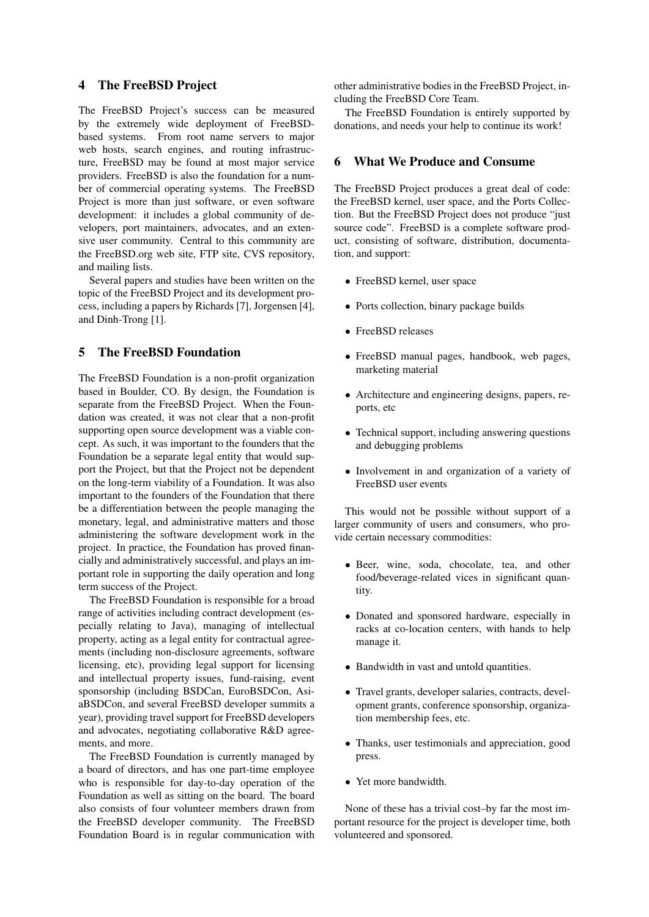## 4 The FreeBSD Project

The FreeBSD Project's success can be measured by the extremely wide deployment of FreeBSD-based systems. From root name servers to major web hosts, search engines, and routing infrastructure, FreeBSD may be found at most major service providers. FreeBSD is also the foundation for a number of commercial operating systems. The FreeBSD Project is more than just software, or even software development: it includes a global community of developers, port maintainers, advocates, and an extensive user community. Central to this community are the FreeBSD.org web site, FTP site, CVS repository, and mailing lists.

Several papers and studies have been written on the topic of the FreeBSD Project and its development process, including a papers by Richards [7], Jorgensen [4], and Dinh-Trong [1].

## 5 The FreeBSD Foundation

The FreeBSD Foundation is a non-profit organization based in Boulder, CO. By design, the Foundation is separate from the FreeBSD Project. When the Foundation was created, it was not clear that a non-profit supporting open source development was a viable concept. As such, it was important to the founders that the Foundation be a separate legal entity that would support the Project, but that the Project not be dependent on the long-term viability of a Foundation. It was also important to the founders of the Foundation that there be a differentiation between the people managing the monetary, legal, and administrative matters and those administering the software development work in the project. In practice, the Foundation has proved financially and administratively successful, and plays an important role in supporting the daily operation and long term success of the Project.

The FreeBSD Foundation is responsible for a broad range of activities including contract development (especially relating to Java), managing of intellectual property, acting as a legal entity for contractual agreements (including non-disclosure agreements, software licensing, etc), providing legal support for licensing and intellectual property issues, fund-raising, event sponsorship (including BSDCan, EuroBSDCon, AsiaBSDCon, and several FreeBSD developer summits a year), providing travel support for FreeBSD developers and advocates, negotiating collaborative R&D agreements, and more.

The FreeBSD Foundation is currently managed by a board of directors, and has one part-time employee who is responsible for day-to-day operation of the Foundation as well as sitting on the board. The board also consists of four volunteer members drawn from the FreeBSD developer community. The FreeBSD Foundation Board is in regular communication with other administrative bodies in the FreeBSD Project, including the FreeBSD Core Team.

The FreeBSD Foundation is entirely supported by donations, and needs your help to continue its work!

## 6 What We Produce and Consume

The FreeBSD Project produces a great deal of code: the FreeBSD kernel, user space, and the Ports Collection. But the FreeBSD Project does not produce "just source code". FreeBSD is a complete software product, consisting of software, distribution, documentation, and support:

- FreeBSD kernel, user space
- Ports collection, binary package builds
- FreeBSD releases
- FreeBSD manual pages, handbook, web pages, marketing material
- Architecture and engineering designs, papers, reports, etc
- Technical support, including answering questions and debugging problems
- Involvement in and organization of a variety of FreeBSD user events

This would not be possible without support of a larger community of users and consumers, who provide certain necessary commodities:

- Beer, wine, soda, chocolate, tea, and other food/beverage-related vices in significant quantity.
- Donated and sponsored hardware, especially in racks at co-location centers, with hands to help manage it.
- Bandwidth in vast and untold quantities.
- Travel grants, developer salaries, contracts, development grants, conference sponsorship, organization membership fees, etc.
- Thanks, user testimonials and appreciation, good press.
- Yet more bandwidth.

None of these has a trivial cost–by far the most important resource for the project is developer time, both volunteered and sponsored.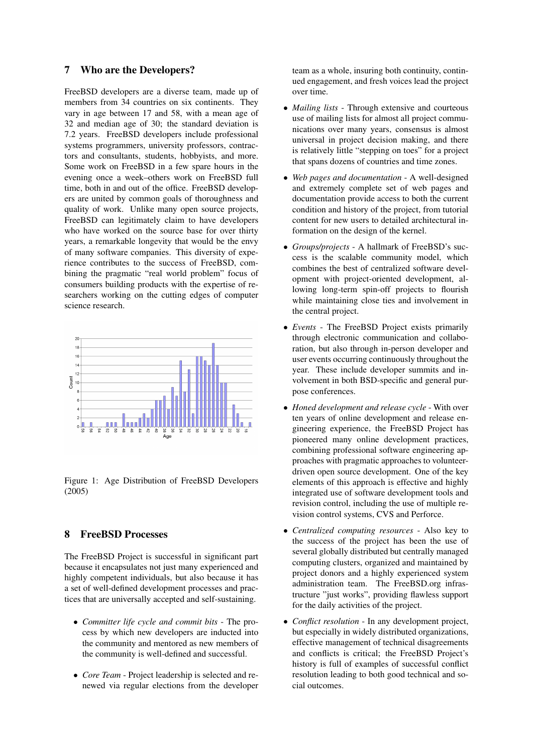## 7 Who are the Developers?

FreeBSD developers are a diverse team, made up of members from 34 countries on six continents. They vary in age between 17 and 58, with a mean age of 32 and median age of 30; the standard deviation is 7.2 years. FreeBSD developers include professional systems programmers, university professors, contractors and consultants, students, hobbyists, and more. Some work on FreeBSD in a few spare hours in the evening once a week–others work on FreeBSD full time, both in and out of the office. FreeBSD developers are united by common goals of thoroughness and quality of work. Unlike many open source projects, FreeBSD can legitimately claim to have developers who have worked on the source base for over thirty years, a remarkable longevity that would be the envy of many software companies. This diversity of experience contributes to the success of FreeBSD, combining the pragmatic "real world problem" focus of consumers building products with the expertise of researchers working on the cutting edges of computer science research.

Figure 1: Age Distribution of FreeBSD Developers (2005)

## 8 FreeBSD Processes

The FreeBSD Project is successful in significant part because it encapsulates not just many experienced and highly competent individuals, but also because it has a set of well-defined development processes and practices that are universally accepted and self-sustaining.

- *Committer life cycle and commit bits* - The process by which new developers are inducted into the community and mentored as new members of the community is well-defined and successful.
- *Core Team* - Project leadership is selected and renewed via regular elections from the developer team as a whole, insuring both continuity, continued engagement, and fresh voices lead the project over time.
- *Mailing lists* - Through extensive and courteous use of mailing lists for almost all project communications over many years, consensus is almost universal in project decision making, and there is relatively little "stepping on toes" for a project that spans dozens of countries and time zones.
- *Web pages and documentation* - A well-designed and extremely complete set of web pages and documentation provide access to both the current condition and history of the project, from tutorial content for new users to detailed architectural information on the design of the kernel.
- *Groups/projects* - A hallmark of FreeBSD's success is the scalable community model, which combines the best of centralized software development with project-oriented development, allowing long-term spin-off projects to flourish while maintaining close ties and involvement in the central project.
- *Events* - The FreeBSD Project exists primarily through electronic communication and collaboration, but also through in-person developer and user events occurring continuously throughout the year. These include developer summits and involvement in both BSD-specific and general purpose conferences.
- *Honed development and release cycle* - With over ten years of online development and release engineering experience, the FreeBSD Project has pioneered many online development practices, combining professional software engineering approaches with pragmatic approaches to volunteer-driven open source development. One of the key elements of this approach is effective and highly integrated use of software development tools and revision control, including the use of multiple revision control systems, CVS and Perforce.
- *Centralized computing resources* - Also key to the success of the project has been the use of several globally distributed but centrally managed computing clusters, organized and maintained by project donors and a highly experienced system administration team. The FreeBSD.org infrastructure "just works", providing flawless support for the daily activities of the project.
- *Conflict resolution* - In any development project, but especially in widely distributed organizations, effective management of technical disagreements and conflicts is critical; the FreeBSD Project's history is full of examples of successful conflict resolution leading to both good technical and social outcomes.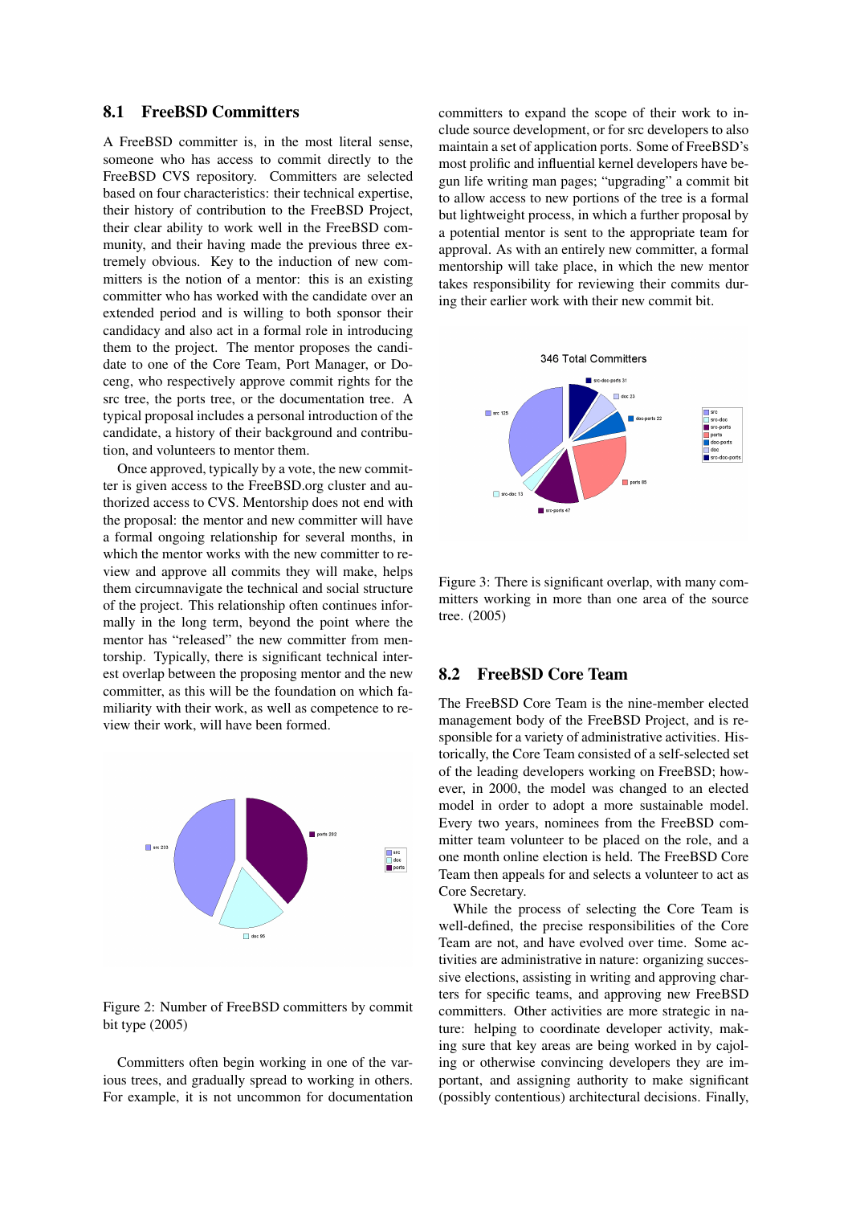## 8.1 FreeBSD Committers

A FreeBSD committer is, in the most literal sense, someone who has access to commit directly to the FreeBSD CVS repository. Committers are selected based on four characteristics: their technical expertise, their history of contribution to the FreeBSD Project, their clear ability to work well in the FreeBSD community, and their having made the previous three extremely obvious. Key to the induction of new committers is the notion of a mentor: this is an existing committer who has worked with the candidate over an extended period and is willing to both sponsor their candidacy and also act in a formal role in introducing them to the project. The mentor proposes the candidate to one of the Core Team, Port Manager, or Doceng, who respectively approve commit rights for the src tree, the ports tree, or the documentation tree. A typical proposal includes a personal introduction of the candidate, a history of their background and contribution, and volunteers to mentor them.

Once approved, typically by a vote, the new committer is given access to the FreeBSD.org cluster and authorized access to CVS. Mentorship does not end with the proposal: the mentor and new committer will have a formal ongoing relationship for several months, in which the mentor works with the new committer to review and approve all commits they will make, helps them circumnavigate the technical and social structure of the project. This relationship often continues informally in the long term, beyond the point where the mentor has "released" the new committer from mentorship. Typically, there is significant technical interest overlap between the proposing mentor and the new committer, as this will be the foundation on which familiarity with their work, as well as competence to review their work, will have been formed.

Figure 2: Number of FreeBSD committers by commit bit type (2005)

Committers often begin working in one of the various trees, and gradually spread to working in others. For example, it is not uncommon for documentation committers to expand the scope of their work to include source development, or for src developers to also maintain a set of application ports. Some of FreeBSD's most prolific and influential kernel developers have begun life writing man pages; "upgrading" a commit bit to allow access to new portions of the tree is a formal but lightweight process, in which a further proposal by a potential mentor is sent to the appropriate team for approval. As with an entirely new committer, a formal mentorship will take place, in which the new mentor takes responsibility for reviewing their commits during their earlier work with their new commit bit.

Figure 3: There is significant overlap, with many committers working in more than one area of the source tree. (2005)

## 8.2 FreeBSD Core Team

The FreeBSD Core Team is the nine-member elected management body of the FreeBSD Project, and is responsible for a variety of administrative activities. Historically, the Core Team consisted of a self-selected set of the leading developers working on FreeBSD; however, in 2000, the model was changed to an elected model in order to adopt a more sustainable model. Every two years, nominees from the FreeBSD committer team volunteer to be placed on the role, and a one month online election is held. The FreeBSD Core Team then appeals for and selects a volunteer to act as Core Secretary.

While the process of selecting the Core Team is well-defined, the precise responsibilities of the Core Team are not, and have evolved over time. Some activities are administrative in nature: organizing successive elections, assisting in writing and approving charters for specific teams, and approving new FreeBSD committers. Other activities are more strategic in nature: helping to coordinate developer activity, making sure that key areas are being worked in by cajoling or otherwise convincing developers they are important, and assigning authority to make significant (possibly contentious) architectural decisions. Finally,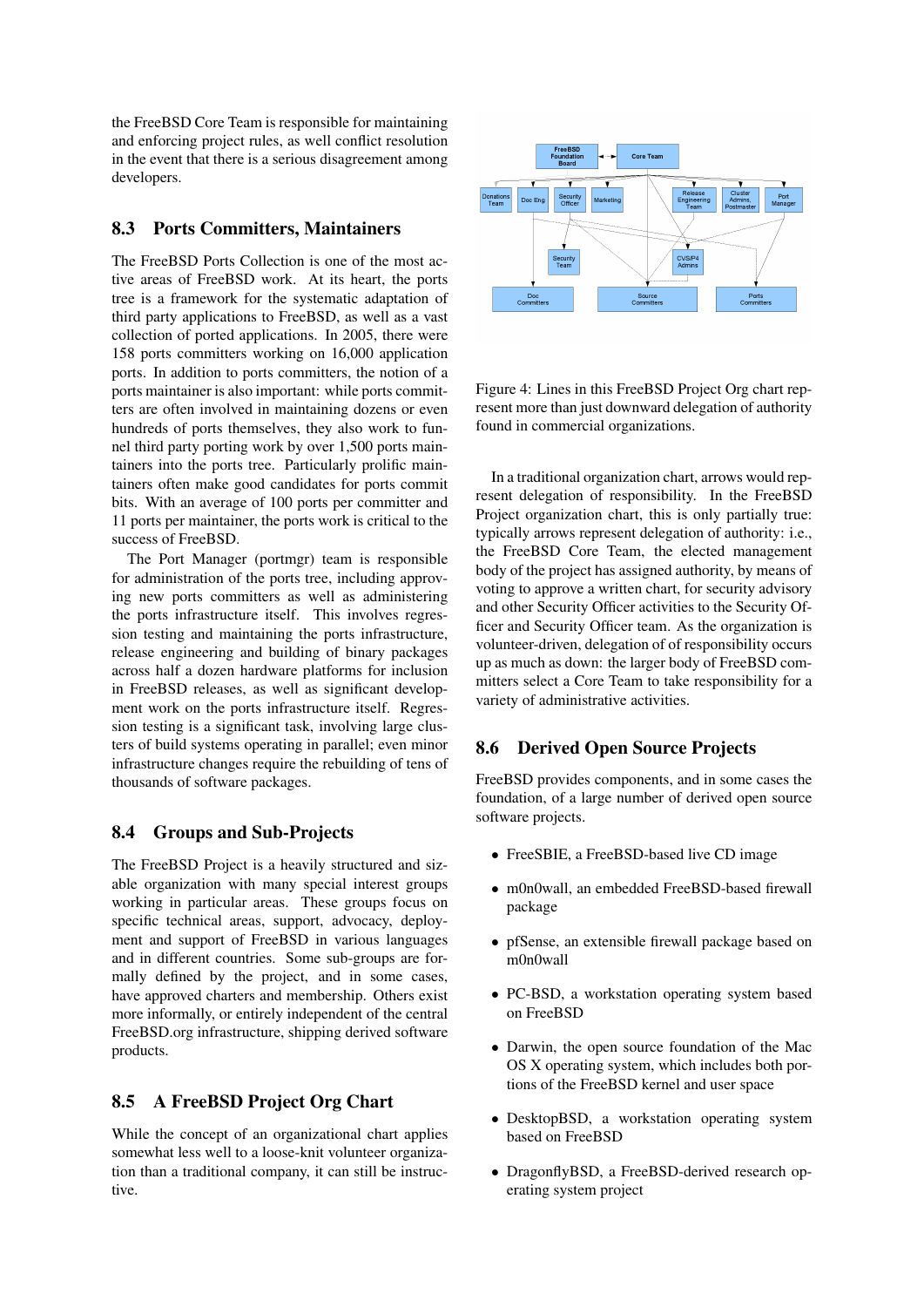the FreeBSD Core Team is responsible for maintaining and enforcing project rules, as well conflict resolution in the event that there is a serious disagreement among developers.

## 8.3 Ports Committers, Maintainers

The FreeBSD Ports Collection is one of the most active areas of FreeBSD work. At its heart, the ports tree is a framework for the systematic adaptation of third party applications to FreeBSD, as well as a vast collection of ported applications. In 2005, there were 158 ports committers working on 16,000 application ports. In addition to ports committers, the notion of a ports maintainer is also important: while ports committers are often involved in maintaining dozens or even hundreds of ports themselves, they also work to funnel third party porting work by over 1,500 ports maintainers into the ports tree. Particularly prolific maintainers often make good candidates for ports commit bits. With an average of 100 ports per committer and 11 ports per maintainer, the ports work is critical to the success of FreeBSD.

The Port Manager (portmgr) team is responsible for administration of the ports tree, including approving new ports committers as well as administering the ports infrastructure itself. This involves regression testing and maintaining the ports infrastructure, release engineering and building of binary packages across half a dozen hardware platforms for inclusion in FreeBSD releases, as well as significant development work on the ports infrastructure itself. Regression testing is a significant task, involving large clusters of build systems operating in parallel; even minor infrastructure changes require the rebuilding of tens of thousands of software packages.

## 8.4 Groups and Sub-Projects

The FreeBSD Project is a heavily structured and sizable organization with many special interest groups working in particular areas. These groups focus on specific technical areas, support, advocacy, deployment and support of FreeBSD in various languages and in different countries. Some sub-groups are formally defined by the project, and in some cases, have approved charters and membership. Others exist more informally, or entirely independent of the central FreeBSD.org infrastructure, shipping derived software products.

## 8.5 A FreeBSD Project Org Chart

While the concept of an organizational chart applies somewhat less well to a loose-knit volunteer organization than a traditional company, it can still be instructive.

Figure 4: Lines in this FreeBSD Project Org chart represent more than just downward delegation of authority found in commercial organizations.

In a traditional organization chart, arrows would represent delegation of responsibility. In the FreeBSD Project organization chart, this is only partially true: typically arrows represent delegation of authority: i.e., the FreeBSD Core Team, the elected management body of the project has assigned authority, by means of voting to approve a written chart, for security advisory and other Security Officer activities to the Security Officer and Security Officer team. As the organization is volunteer-driven, delegation of of responsibility occurs up as much as down: the larger body of FreeBSD committers select a Core Team to take responsibility for a variety of administrative activities.

## 8.6 Derived Open Source Projects

FreeBSD provides components, and in some cases the foundation, of a large number of derived open source software projects.

- FreeSBIE, a FreeBSD-based live CD image
- m0n0wall, an embedded FreeBSD-based firewall package
- pfSense, an extensible firewall package based on m0n0wall
- PC-BSD, a workstation operating system based on FreeBSD
- Darwin, the open source foundation of the Mac OS X operating system, which includes both portions of the FreeBSD kernel and user space
- DesktopBSD, a workstation operating system based on FreeBSD
- DragonflyBSD, a FreeBSD-derived research operating system project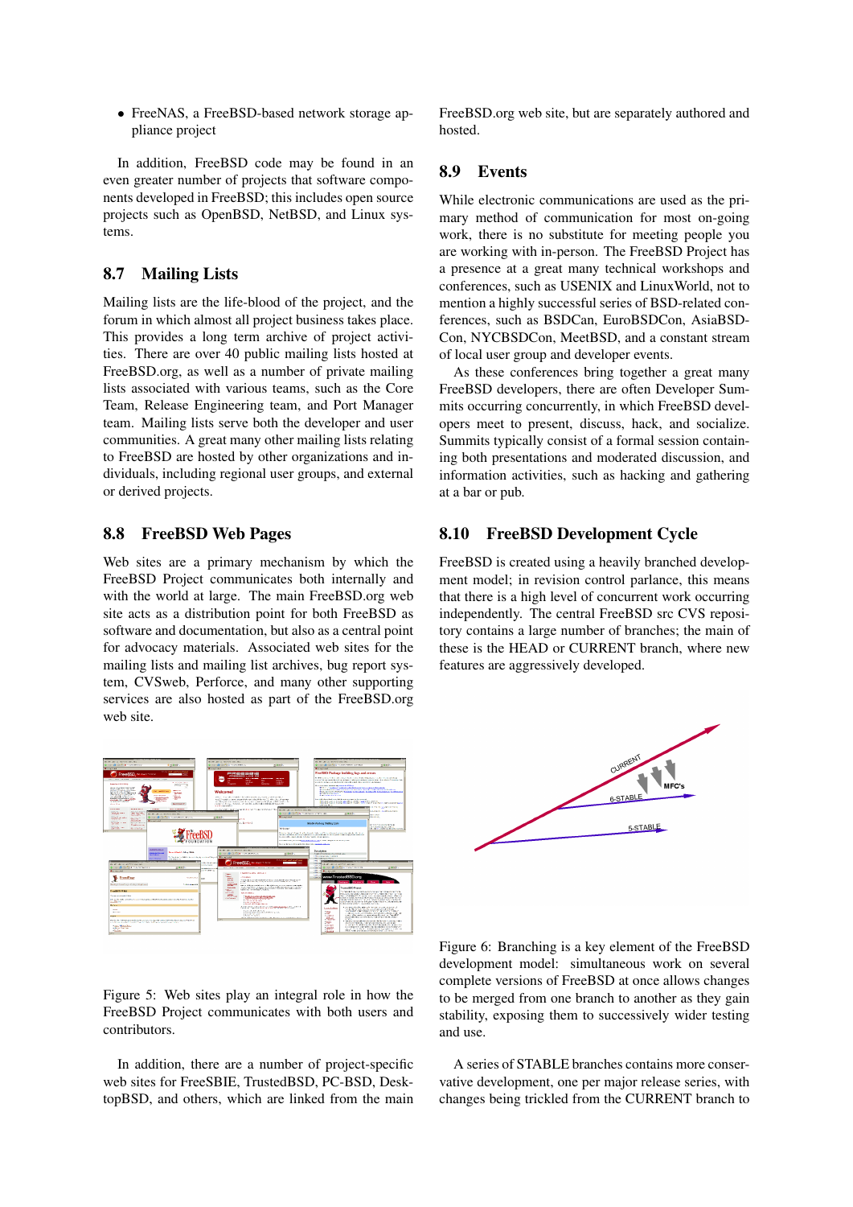- FreeNAS, a FreeBSD-based network storage appliance project

In addition, FreeBSD code may be found in an even greater number of projects that software components developed in FreeBSD; this includes open source projects such as OpenBSD, NetBSD, and Linux systems.

## 8.7 Mailing Lists

Mailing lists are the life-blood of the project, and the forum in which almost all project business takes place. This provides a long term archive of project activities. There are over 40 public mailing lists hosted at FreeBSD.org, as well as a number of private mailing lists associated with various teams, such as the Core Team, Release Engineering team, and Port Manager team. Mailing lists serve both the developer and user communities. A great many other mailing lists relating to FreeBSD are hosted by other organizations and individuals, including regional user groups, and external or derived projects.

## 8.8 FreeBSD Web Pages

Web sites are a primary mechanism by which the FreeBSD Project communicates both internally and with the world at large. The main FreeBSD.org web site acts as a distribution point for both FreeBSD as software and documentation, but also as a central point for advocacy materials. Associated web sites for the mailing lists and mailing list archives, bug report system, CVSweb, Perforce, and many other supporting services are also hosted as part of the FreeBSD.org web site.

Figure 5: Web sites play an integral role in how the FreeBSD Project communicates with both users and contributors.

In addition, there are a number of project-specific web sites for FreeSBIE, TrustedBSD, PC-BSD, DesktopBSD, and others, which are linked from the main FreeBSD.org web site, but are separately authored and hosted.

## 8.9 Events

While electronic communications are used as the primary method of communication for most on-going work, there is no substitute for meeting people you are working with in-person. The FreeBSD Project has a presence at a great many technical workshops and conferences, such as USENIX and LinuxWorld, not to mention a highly successful series of BSD-related conferences, such as BSDCan, EuroBSDCon, AsiaBSDCon, NYCBSDCon, MeetBSD, and a constant stream of local user group and developer events.

As these conferences bring together a great many FreeBSD developers, there are often Developer Summits occurring concurrently, in which FreeBSD developers meet to present, discuss, hack, and socialize. Summits typically consist of a formal session containing both presentations and moderated discussion, and information activities, such as hacking and gathering at a bar or pub.

## 8.10 FreeBSD Development Cycle

FreeBSD is created using a heavily branched development model; in revision control parlance, this means that there is a high level of concurrent work occurring independently. The central FreeBSD src CVS repository contains a large number of branches; the main of these is the HEAD or CURRENT branch, where new features are aggressively developed.

Figure 6: Branching is a key element of the FreeBSD development model: simultaneous work on several complete versions of FreeBSD at once allows changes to be merged from one branch to another as they gain stability, exposing them to successively wider testing and use.

A series of STABLE branches contains more conservative development, one per major release series, with changes being trickled from the CURRENT branch to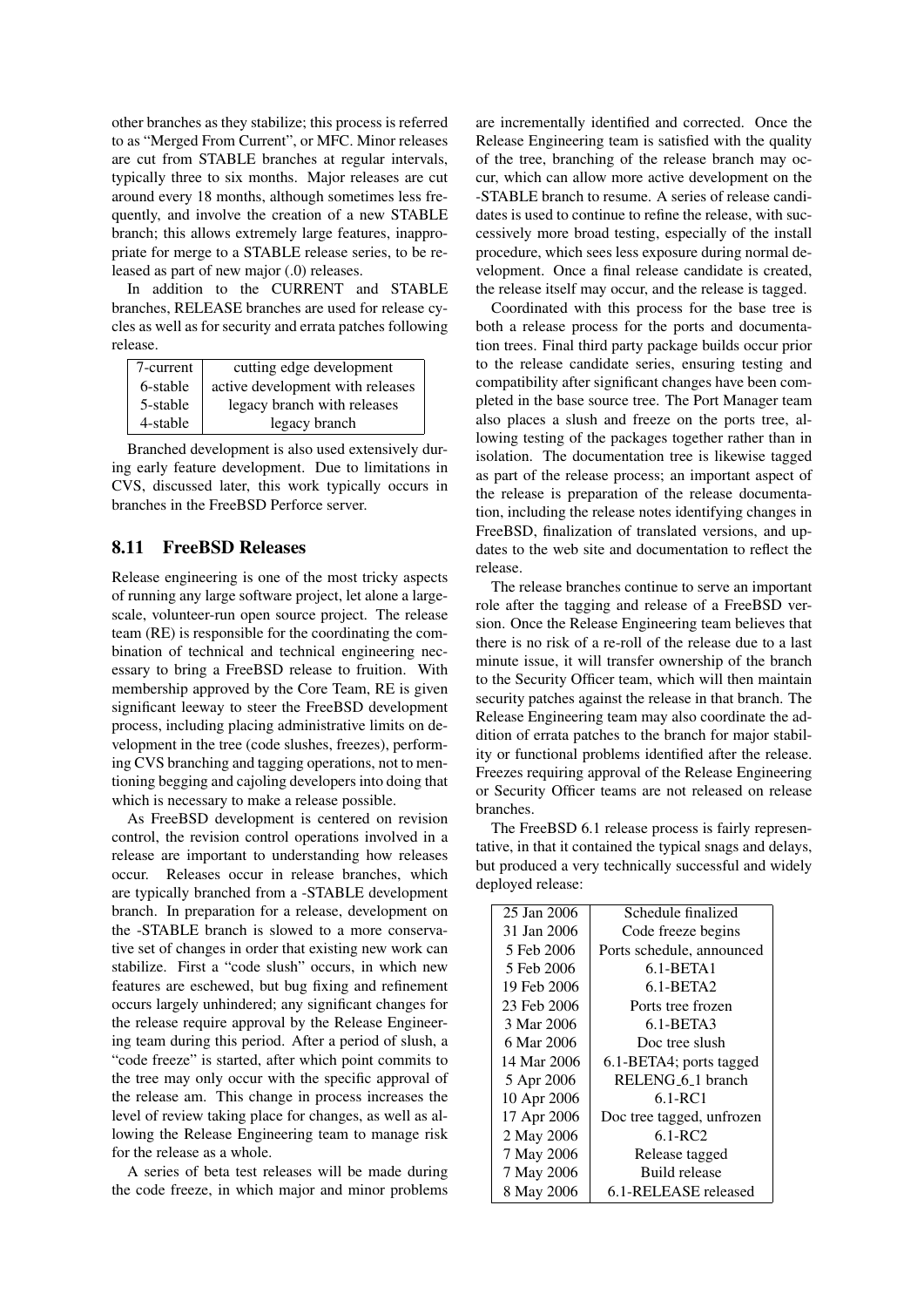other branches as they stabilize; this process is referred to as "Merged From Current", or MFC. Minor releases are cut from STABLE branches at regular intervals, typically three to six months. Major releases are cut around every 18 months, although sometimes less frequently, and involve the creation of a new STABLE branch; this allows extremely large features, inappropriate for merge to a STABLE release series, to be released as part of new major (.0) releases.

In addition to the CURRENT and STABLE branches, RELEASE branches are used for release cycles as well as for security and errata patches following release.

| | |
|---|---|
| 7-current | cutting edge development |
| 6-stable | active development with releases |
| 5-stable | legacy branch with releases |
| 4-stable | legacy branch |

Branched development is also used extensively during early feature development. Due to limitations in CVS, discussed later, this work typically occurs in branches in the FreeBSD Perforce server.

## 8.11 FreeBSD Releases

Release engineering is one of the most tricky aspects of running any large software project, let alone a large-scale, volunteer-run open source project. The release team (RE) is responsible for the coordinating the combination of technical and technical engineering necessary to bring a FreeBSD release to fruition. With membership approved by the Core Team, RE is given significant leeway to steer the FreeBSD development process, including placing administrative limits on development in the tree (code slushes, freezes), performing CVS branching and tagging operations, not to mentioning begging and cajoling developers into doing that which is necessary to make a release possible.

As FreeBSD development is centered on revision control, the revision control operations involved in a release are important to understanding how releases occur. Releases occur in release branches, which are typically branched from a -STABLE development branch. In preparation for a release, development on the -STABLE branch is slowed to a more conservative set of changes in order that existing new work can stabilize. First a "code slush" occurs, in which new features are eschewed, but bug fixing and refinement occurs largely unhindered; any significant changes for the release require approval by the Release Engineering team during this period. After a period of slush, a "code freeze" is started, after which point commits to the tree may only occur with the specific approval of the release am. This change in process increases the level of review taking place for changes, as well as allowing the Release Engineering team to manage risk for the release as a whole.

A series of beta test releases will be made during the code freeze, in which major and minor problems are incrementally identified and corrected. Once the Release Engineering team is satisfied with the quality of the tree, branching of the release branch may occur, which can allow more active development on the -STABLE branch to resume. A series of release candidates is used to continue to refine the release, with successively more broad testing, especially of the install procedure, which sees less exposure during normal development. Once a final release candidate is created, the release itself may occur, and the release is tagged.

Coordinated with this process for the base tree is both a release process for the ports and documentation trees. Final third party package builds occur prior to the release candidate series, ensuring testing and compatibility after significant changes have been completed in the base source tree. The Port Manager team also places a slush and freeze on the ports tree, allowing testing of the packages together rather than in isolation. The documentation tree is likewise tagged as part of the release process; an important aspect of the release is preparation of the release documentation, including the release notes identifying changes in FreeBSD, finalization of translated versions, and updates to the web site and documentation to reflect the release.

The release branches continue to serve an important role after the tagging and release of a FreeBSD version. Once the Release Engineering team believes that there is no risk of a re-roll of the release due to a last minute issue, it will transfer ownership of the branch to the Security Officer team, which will then maintain security patches against the release in that branch. The Release Engineering team may also coordinate the addition of errata patches to the branch for major stability or functional problems identified after the release. Freezes requiring approval of the Release Engineering or Security Officer teams are not released on release branches.

The FreeBSD 6.1 release process is fairly representative, in that it contained the typical snags and delays, but produced a very technically successful and widely deployed release:

| | |
|---|---|
| 25 Jan 2006 | Schedule finalized |
| 31 Jan 2006 | Code freeze begins |
| 5 Feb 2006 | Ports schedule, announced |
| 5 Feb 2006 | 6.1-BETA1 |
| 19 Feb 2006 | 6.1-BETA2 |
| 23 Feb 2006 | Ports tree frozen |
| 3 Mar 2006 | 6.1-BETA3 |
| 6 Mar 2006 | Doc tree slush |
| 14 Mar 2006 | 6.1-BETA4; ports tagged |
| 5 Apr 2006 | RELENG_6_1 branch |
| 10 Apr 2006 | 6.1-RC1 |
| 17 Apr 2006 | Doc tree tagged, unfrozen |
| 2 May 2006 | 6.1-RC2 |
| 7 May 2006 | Release tagged |
| 7 May 2006 | Build release |
| 8 May 2006 | 6.1-RELEASE released |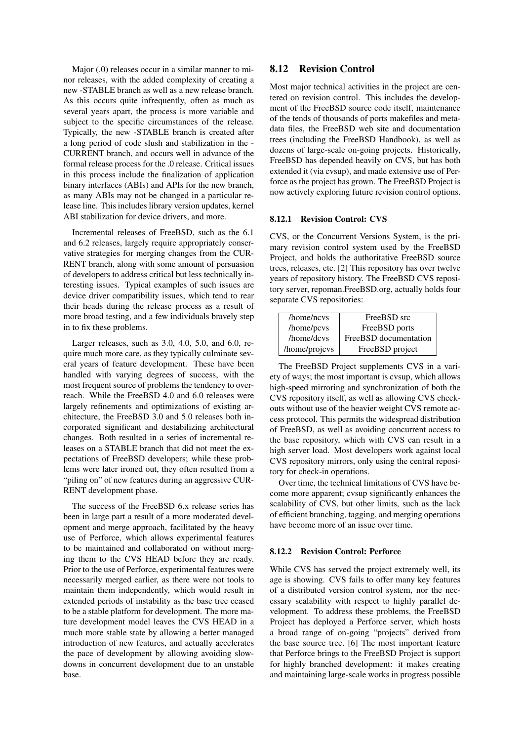Major (.0) releases occur in a similar manner to minor releases, with the added complexity of creating a new -STABLE branch as well as a new release branch. As this occurs quite infrequently, often as much as several years apart, the process is more variable and subject to the specific circumstances of the release. Typically, the new -STABLE branch is created after a long period of code slush and stabilization in the -CURRENT branch, and occurs well in advance of the formal release process for the .0 release. Critical issues in this process include the finalization of application binary interfaces (ABIs) and APIs for the new branch, as many ABIs may not be changed in a particular release line. This includes library version updates, kernel ABI stabilization for device drivers, and more.

Incremental releases of FreeBSD, such as the 6.1 and 6.2 releases, largely require appropriately conservative strategies for merging changes from the CURRENT branch, along with some amount of persuasion of developers to address critical but less technically interesting issues. Typical examples of such issues are device driver compatibility issues, which tend to rear their heads during the release process as a result of more broad testing, and a few individuals bravely step in to fix these problems.

Larger releases, such as 3.0, 4.0, 5.0, and 6.0, require much more care, as they typically culminate several years of feature development. These have been handled with varying degrees of success, with the most frequent source of problems the tendency to overreach. While the FreeBSD 4.0 and 6.0 releases were largely refinements and optimizations of existing architecture, the FreeBSD 3.0 and 5.0 releases both incorporated significant and destabilizing architectural changes. Both resulted in a series of incremental releases on a STABLE branch that did not meet the expectations of FreeBSD developers; while these problems were later ironed out, they often resulted from a "piling on" of new features during an aggressive CURRENT development phase.

The success of the FreeBSD 6.x release series has been in large part a result of a more moderated development and merge approach, facilitated by the heavy use of Perforce, which allows experimental features to be maintained and collaborated on without merging them to the CVS HEAD before they are ready. Prior to the use of Perforce, experimental features were necessarily merged earlier, as there were not tools to maintain them independently, which would result in extended periods of instability as the base tree ceased to be a stable platform for development. The more mature development model leaves the CVS HEAD in a much more stable state by allowing a better managed introduction of new features, and actually accelerates the pace of development by allowing avoiding slowdowns in concurrent development due to an unstable base.

## 8.12 Revision Control

Most major technical activities in the project are centered on revision control. This includes the development of the FreeBSD source code itself, maintenance of the tends of thousands of ports makefiles and metadata files, the FreeBSD web site and documentation trees (including the FreeBSD Handbook), as well as dozens of large-scale on-going projects. Historically, FreeBSD has depended heavily on CVS, but has both extended it (via cvsup), and made extensive use of Perforce as the project has grown. The FreeBSD Project is now actively exploring future revision control options.

### 8.12.1 Revision Control: CVS

CVS, or the Concurrent Versions System, is the primary revision control system used by the FreeBSD Project, and holds the authoritative FreeBSD source trees, releases, etc. [2] This repository has over twelve years of repository history. The FreeBSD CVS repository server, repoman.FreeBSD.org, actually holds four separate CVS repositories:

| | |
|---|---|
| /home/ncvs | FreeBSD src |
| /home/pcvs | FreeBSD ports |
| /home/dcvs | FreeBSD documentation |
| /home/projcvs | FreeBSD project |

The FreeBSD Project supplements CVS in a variety of ways; the most important is cvsup, which allows high-speed mirroring and synchronization of both the CVS repository itself, as well as allowing CVS checkouts without use of the heavier weight CVS remote access protocol. This permits the widespread distribution of FreeBSD, as well as avoiding concurrent access to the base repository, which with CVS can result in a high server load. Most developers work against local CVS repository mirrors, only using the central repository for check-in operations.

Over time, the technical limitations of CVS have become more apparent; cvsup significantly enhances the scalability of CVS, but other limits, such as the lack of efficient branching, tagging, and merging operations have become more of an issue over time.

### 8.12.2 Revision Control: Perforce

While CVS has served the project extremely well, its age is showing. CVS fails to offer many key features of a distributed version control system, nor the necessary scalability with respect to highly parallel development. To address these problems, the FreeBSD Project has deployed a Perforce server, which hosts a broad range of on-going "projects" derived from the base source tree. [6] The most important feature that Perforce brings to the FreeBSD Project is support for highly branched development: it makes creating and maintaining large-scale works in progress possible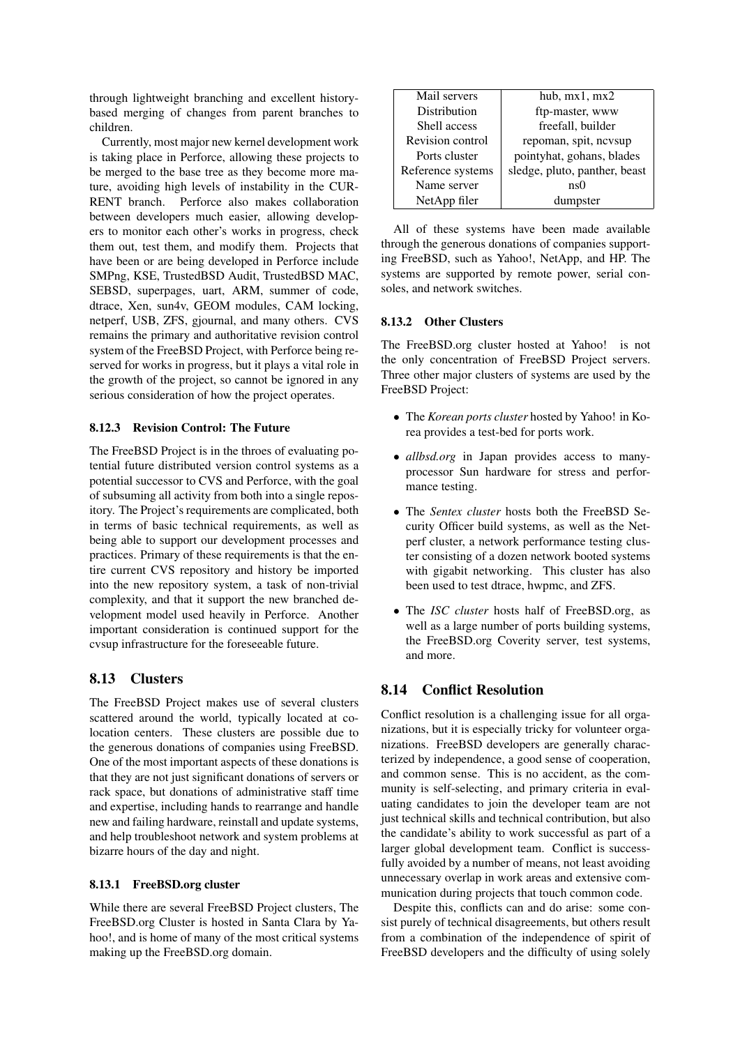through lightweight branching and excellent history-based merging of changes from parent branches to children.

Currently, most major new kernel development work is taking place in Perforce, allowing these projects to be merged to the base tree as they become more mature, avoiding high levels of instability in the CURRENT branch. Perforce also makes collaboration between developers much easier, allowing developers to monitor each other's works in progress, check them out, test them, and modify them. Projects that have been or are being developed in Perforce include SMPng, KSE, TrustedBSD Audit, TrustedBSD MAC, SEBSD, superpages, uart, ARM, summer of code, dtrace, Xen, sun4v, GEOM modules, CAM locking, netperf, USB, ZFS, gjournal, and many others. CVS remains the primary and authoritative revision control system of the FreeBSD Project, with Perforce being reserved for works in progress, but it plays a vital role in the growth of the project, so cannot be ignored in any serious consideration of how the project operates.

#### 8.12.3 Revision Control: The Future

The FreeBSD Project is in the throes of evaluating potential future distributed version control systems as a potential successor to CVS and Perforce, with the goal of subsuming all activity from both into a single repository. The Project's requirements are complicated, both in terms of basic technical requirements, as well as being able to support our development processes and practices. Primary of these requirements is that the entire current CVS repository and history be imported into the new repository system, a task of non-trivial complexity, and that it support the new branched development model used heavily in Perforce. Another important consideration is continued support for the cvsup infrastructure for the foreseeable future.

### 8.13 Clusters

The FreeBSD Project makes use of several clusters scattered around the world, typically located at colocation centers. These clusters are possible due to the generous donations of companies using FreeBSD. One of the most important aspects of these donations is that they are not just significant donations of servers or rack space, but donations of administrative staff time and expertise, including hands to rearrange and handle new and failing hardware, reinstall and update systems, and help troubleshoot network and system problems at bizarre hours of the day and night.

#### 8.13.1 FreeBSD.org cluster

While there are several FreeBSD Project clusters, The FreeBSD.org Cluster is hosted in Santa Clara by Yahoo!, and is home of many of the most critical systems making up the FreeBSD.org domain.

| | |
|---|---|
| Mail servers | hub, mx1, mx2 |
| Distribution | ftp-master, www |
| Shell access | freefall, builder |
| Revision control | repoman, spit, ncvsup |
| Ports cluster | pointyhat, gohans, blades |
| Reference systems | sledge, pluto, panther, beast |
| Name server | ns0 |
| NetApp filer | dumpster |

All of these systems have been made available through the generous donations of companies supporting FreeBSD, such as Yahoo!, NetApp, and HP. The systems are supported by remote power, serial consoles, and network switches.

#### 8.13.2 Other Clusters

The FreeBSD.org cluster hosted at Yahoo! is not the only concentration of FreeBSD Project servers. Three other major clusters of systems are used by the FreeBSD Project:

- The *Korean ports cluster* hosted by Yahoo! in Korea provides a test-bed for ports work.
- *allbsd.org* in Japan provides access to many-processor Sun hardware for stress and performance testing.
- The *Sentex cluster* hosts both the FreeBSD Security Officer build systems, as well as the Netperf cluster, a network performance testing cluster consisting of a dozen network booted systems with gigabit networking. This cluster has also been used to test dtrace, hwpmc, and ZFS.
- The *ISC cluster* hosts half of FreeBSD.org, as well as a large number of ports building systems, the FreeBSD.org Coverity server, test systems, and more.

### 8.14 Conflict Resolution

Conflict resolution is a challenging issue for all organizations, but it is especially tricky for volunteer organizations. FreeBSD developers are generally characterized by independence, a good sense of cooperation, and common sense. This is no accident, as the community is self-selecting, and primary criteria in evaluating candidates to join the developer team are not just technical skills and technical contribution, but also the candidate's ability to work successful as part of a larger global development team. Conflict is successfully avoided by a number of means, not least avoiding unnecessary overlap in work areas and extensive communication during projects that touch common code.

Despite this, conflicts can and do arise: some consist purely of technical disagreements, but others result from a combination of the independence of spirit of FreeBSD developers and the difficulty of using solely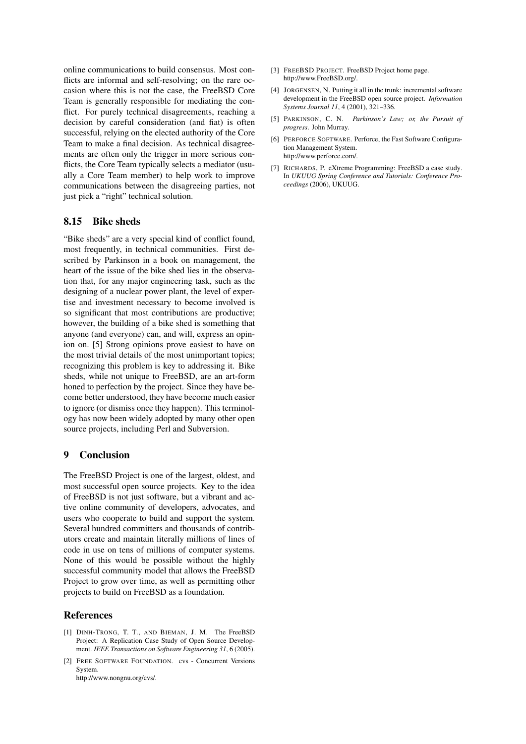online communications to build consensus. Most conflicts are informal and self-resolving; on the rare occasion where this is not the case, the FreeBSD Core Team is generally responsible for mediating the conflict. For purely technical disagreements, reaching a decision by careful consideration (and fiat) is often successful, relying on the elected authority of the Core Team to make a final decision. As technical disagreements are often only the trigger in more serious conflicts, the Core Team typically selects a mediator (usually a Core Team member) to help work to improve communications between the disagreeing parties, not just pick a "right" technical solution.

### 8.15 Bike sheds

"Bike sheds" are a very special kind of conflict found, most frequently, in technical communities. First described by Parkinson in a book on management, the heart of the issue of the bike shed lies in the observation that, for any major engineering task, such as the designing of a nuclear power plant, the level of expertise and investment necessary to become involved is so significant that most contributions are productive; however, the building of a bike shed is something that anyone (and everyone) can, and will, express an opinion on. [5] Strong opinions prove easiest to have on the most trivial details of the most unimportant topics; recognizing this problem is key to addressing it. Bike sheds, while not unique to FreeBSD, are an art-form honed to perfection by the project. Since they have become better understood, they have become much easier to ignore (or dismiss once they happen). This terminology has now been widely adopted by many other open source projects, including Perl and Subversion.

## 9 Conclusion

The FreeBSD Project is one of the largest, oldest, and most successful open source projects. Key to the idea of FreeBSD is not just software, but a vibrant and active online community of developers, advocates, and users who cooperate to build and support the system. Several hundred committers and thousands of contributors create and maintain literally millions of lines of code in use on tens of millions of computer systems. None of this would be possible without the highly successful community model that allows the FreeBSD Project to grow over time, as well as permitting other projects to build on FreeBSD as a foundation.

## References

[1] DINH-TRONG, T. T., AND BIEMAN, J. M. The FreeBSD Project: A Replication Case Study of Open Source Development. *IEEE Transactions on Software Engineering 31*, 6 (2005).

[2] FREE SOFTWARE FOUNDATION. cvs - Concurrent Versions System. http://www.nongnu.org/cvs/.

[3] FREEBSD PROJECT. FreeBSD Project home page. http://www.FreeBSD.org/.

[4] JORGENSEN, N. Putting it all in the trunk: incremental software development in the FreeBSD open source project. *Information Systems Journal 11*, 4 (2001), 321–336.

[5] PARKINSON, C. N. *Parkinson's Law; or, the Pursuit of progress*. John Murray.

[6] PERFORCE SOFTWARE. Perforce, the Fast Software Configuration Management System. http://www.perforce.com/.

[7] RICHARDS, P. eXtreme Programming: FreeBSD a case study. In *UKUUG Spring Conference and Tutorials: Conference Proceedings* (2006), UKUUG.